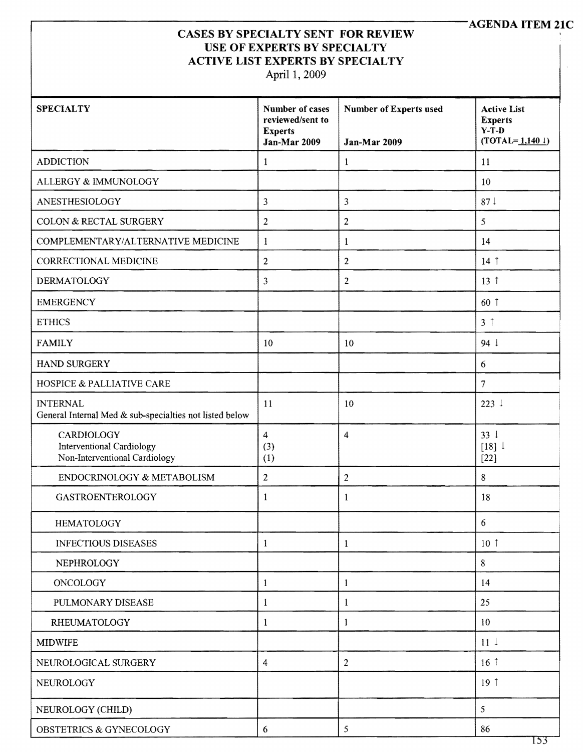AGENDA ITEM 21C

# CASES BY SPECIALTY SENT FOR REVIEW
# USE OF EXPERTS BY SPECIALTY
# ACTIVE LIST EXPERTS BY SPECIALTY

April 1, 2009

| SPECIALTY | Number of cases reviewed/sent to Experts Jan-Mar 2009 | Number of Experts used Jan-Mar 2009 | Active List Experts Y-T-D (TOTAL= 1,140 ↓) |
|---|---|---|---|
| ADDICTION | 1 | 1 | 11 |
| ALLERGY & IMMUNOLOGY | | | 10 |
| ANESTHESIOLOGY | 3 | 3 | 87 ↓ |
| COLON & RECTAL SURGERY | 2 | 2 | 5 |
| COMPLEMENTARY/ALTERNATIVE MEDICINE | 1 | 1 | 14 |
| CORRECTIONAL MEDICINE | 2 | 2 | 14 ↑ |
| DERMATOLOGY | 3 | 2 | 13 ↑ |
| EMERGENCY | | | 60 ↑ |
| ETHICS | | | 3 ↑ |
| FAMILY | 10 | 10 | 94 ↓ |
| HAND SURGERY | | | 6 |
| HOSPICE & PALLIATIVE CARE | | | 7 |
| INTERNAL<br>General Internal Med & sub-specialties not listed below | 11 | 10 | 223 ↓ |
| CARDIOLOGY<br>Interventional Cardiology<br>Non-Interventional Cardiology | 4<br>(3)<br>(1) | 4 | 33 ↓<br>[18] ↓<br>[22] |
| ENDOCRINOLOGY & METABOLISM | 2 | 2 | 8 |
| GASTROENTEROLOGY | 1 | 1 | 18 |
| HEMATOLOGY | | | 6 |
| INFECTIOUS DISEASES | 1 | 1 | 10 ↑ |
| NEPHROLOGY | | | 8 |
| ONCOLOGY | 1 | 1 | 14 |
| PULMONARY DISEASE | 1 | 1 | 25 |
| RHEUMATOLOGY | 1 | 1 | 10 |
| MIDWIFE | | | 11 ↓ |
| NEUROLOGICAL SURGERY | 4 | 2 | 16 ↑ |
| NEUROLOGY | | | 19 ↑ |
| NEUROLOGY (CHILD) | | | 5 |
| OBSTETRICS & GYNECOLOGY | 6 | 5 | 86 |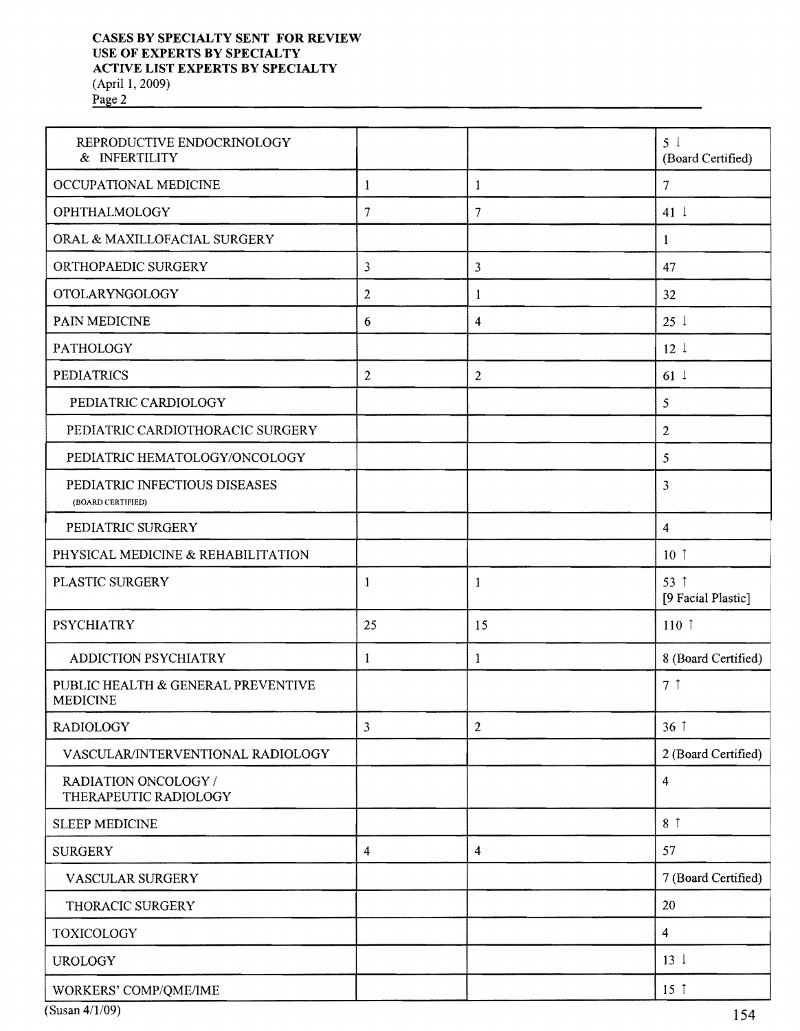**CASES BY SPECIALTY SENT FOR REVIEW**
**USE OF EXPERTS BY SPECIALTY**
**ACTIVE LIST EXPERTS BY SPECIALTY**
(April 1, 2009)
Page 2

| | | | |
|---|---|---|---|
| REPRODUCTIVE ENDOCRINOLOGY & INFERTILITY | | | 5 ↓ (Board Certified) |
| OCCUPATIONAL MEDICINE | 1 | 1 | 7 |
| OPHTHALMOLOGY | 7 | 7 | 41 ↓ |
| ORAL & MAXILLOFACIAL SURGERY | | | 1 |
| ORTHOPAEDIC SURGERY | 3 | 3 | 47 |
| OTOLARYNGOLOGY | 2 | 1 | 32 |
| PAIN MEDICINE | 6 | 4 | 25 ↓ |
| PATHOLOGY | | | 12 ↓ |
| PEDIATRICS | 2 | 2 | 61 ↓ |
| PEDIATRIC CARDIOLOGY | | | 5 |
| PEDIATRIC CARDIOTHORACIC SURGERY | | | 2 |
| PEDIATRIC HEMATOLOGY/ONCOLOGY | | | 5 |
| PEDIATRIC INFECTIOUS DISEASES (BOARD CERTIFIED) | | | 3 |
| PEDIATRIC SURGERY | | | 4 |
| PHYSICAL MEDICINE & REHABILITATION | | | 10 ↑ |
| PLASTIC SURGERY | 1 | 1 | 53 ↑ [9 Facial Plastic] |
| PSYCHIATRY | 25 | 15 | 110 ↑ |
| ADDICTION PSYCHIATRY | 1 | 1 | 8 (Board Certified) |
| PUBLIC HEALTH & GENERAL PREVENTIVE MEDICINE | | | 7 ↑ |
| RADIOLOGY | 3 | 2 | 36 ↑ |
| VASCULAR/INTERVENTIONAL RADIOLOGY | | | 2 (Board Certified) |
| RADIATION ONCOLOGY / THERAPEUTIC RADIOLOGY | | | 4 |
| SLEEP MEDICINE | | | 8 ↑ |
| SURGERY | 4 | 4 | 57 |
| VASCULAR SURGERY | | | 7 (Board Certified) |
| THORACIC SURGERY | | | 20 |
| TOXICOLOGY | | | 4 |
| UROLOGY | | | 13 ↓ |
| WORKERS' COMP/QME/IME | | | 15 ↑ |

(Susan 4/1/09)